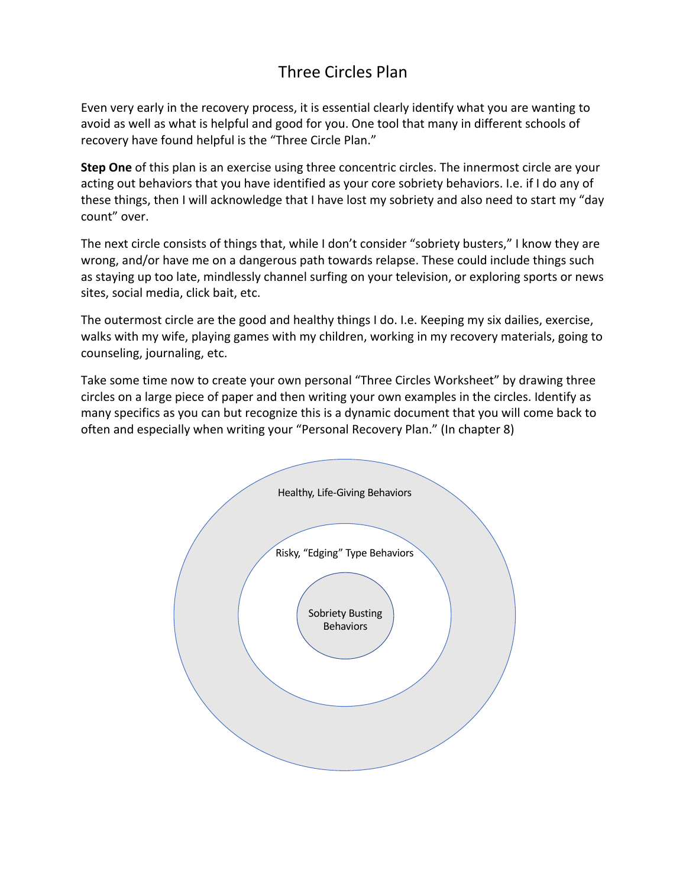# Three Circles Plan

Even very early in the recovery process, it is essential clearly identify what you are wanting to avoid as well as what is helpful and good for you. One tool that many in different schools of recovery have found helpful is the "Three Circle Plan."

**Step One** of this plan is an exercise using three concentric circles. The innermost circle are your acting out behaviors that you have identified as your core sobriety behaviors. I.e. if I do any of these things, then I will acknowledge that I have lost my sobriety and also need to start my "day count" over.

The next circle consists of things that, while I don't consider "sobriety busters," I know they are wrong, and/or have me on a dangerous path towards relapse. These could include things such as staying up too late, mindlessly channel surfing on your television, or exploring sports or news sites, social media, click bait, etc.

The outermost circle are the good and healthy things I do. I.e. Keeping my six dailies, exercise, walks with my wife, playing games with my children, working in my recovery materials, going to counseling, journaling, etc.

Take some time now to create your own personal "Three Circles Worksheet" by drawing three circles on a large piece of paper and then writing your own examples in the circles. Identify as many specifics as you can but recognize this is a dynamic document that you will come back to often and especially when writing your "Personal Recovery Plan." (In chapter 8)

Healthy, Life-Giving Behaviors

Risky, "Edging" Type Behaviors

Sobriety Busting Behaviors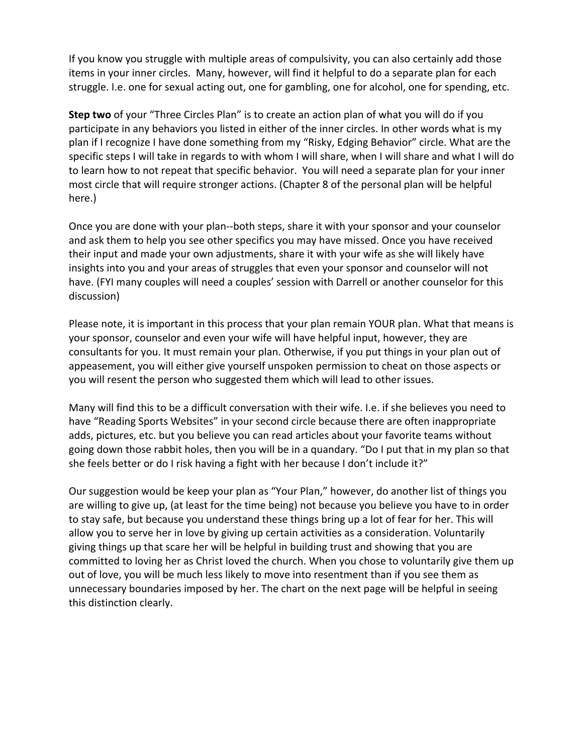If you know you struggle with multiple areas of compulsivity, you can also certainly add those items in your inner circles. Many, however, will find it helpful to do a separate plan for each struggle. I.e. one for sexual acting out, one for gambling, one for alcohol, one for spending, etc.

**Step two** of your "Three Circles Plan" is to create an action plan of what you will do if you participate in any behaviors you listed in either of the inner circles. In other words what is my plan if I recognize I have done something from my "Risky, Edging Behavior" circle. What are the specific steps I will take in regards to with whom I will share, when I will share and what I will do to learn how to not repeat that specific behavior. You will need a separate plan for your inner most circle that will require stronger actions. (Chapter 8 of the personal plan will be helpful here.)

Once you are done with your plan--both steps, share it with your sponsor and your counselor and ask them to help you see other specifics you may have missed. Once you have received their input and made your own adjustments, share it with your wife as she will likely have insights into you and your areas of struggles that even your sponsor and counselor will not have. (FYI many couples will need a couples' session with Darrell or another counselor for this discussion)

Please note, it is important in this process that your plan remain YOUR plan. What that means is your sponsor, counselor and even your wife will have helpful input, however, they are consultants for you. It must remain your plan. Otherwise, if you put things in your plan out of appeasement, you will either give yourself unspoken permission to cheat on those aspects or you will resent the person who suggested them which will lead to other issues.

Many will find this to be a difficult conversation with their wife. I.e. if she believes you need to have "Reading Sports Websites" in your second circle because there are often inappropriate adds, pictures, etc. but you believe you can read articles about your favorite teams without going down those rabbit holes, then you will be in a quandary. "Do I put that in my plan so that she feels better or do I risk having a fight with her because I don't include it?"

Our suggestion would be keep your plan as "Your Plan," however, do another list of things you are willing to give up, (at least for the time being) not because you believe you have to in order to stay safe, but because you understand these things bring up a lot of fear for her. This will allow you to serve her in love by giving up certain activities as a consideration. Voluntarily giving things up that scare her will be helpful in building trust and showing that you are committed to loving her as Christ loved the church. When you chose to voluntarily give them up out of love, you will be much less likely to move into resentment than if you see them as unnecessary boundaries imposed by her. The chart on the next page will be helpful in seeing this distinction clearly.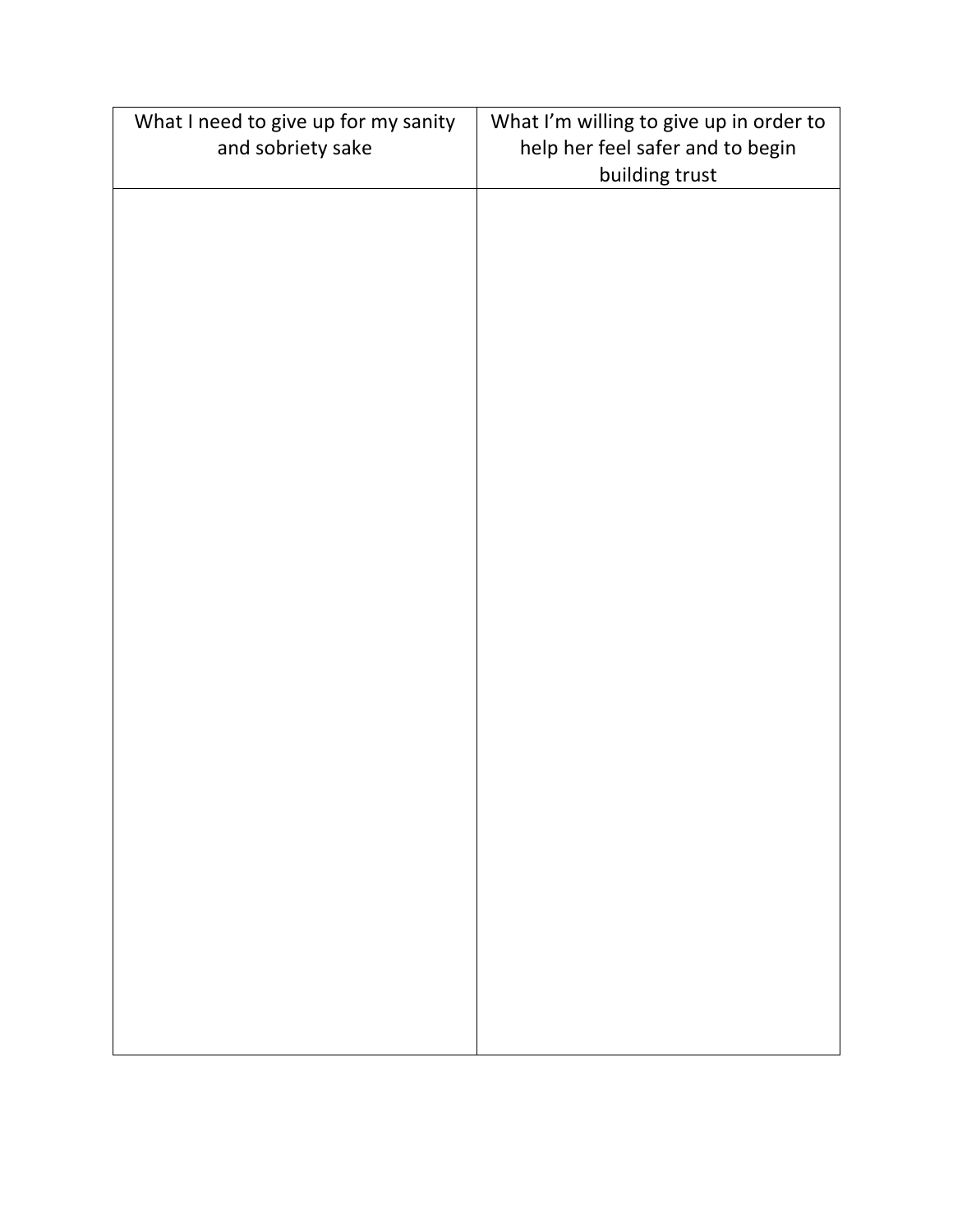| What I need to give up for my sanity and sobriety sake | What I'm willing to give up in order to help her feel safer and to begin building trust |
| --- | --- |
| | |